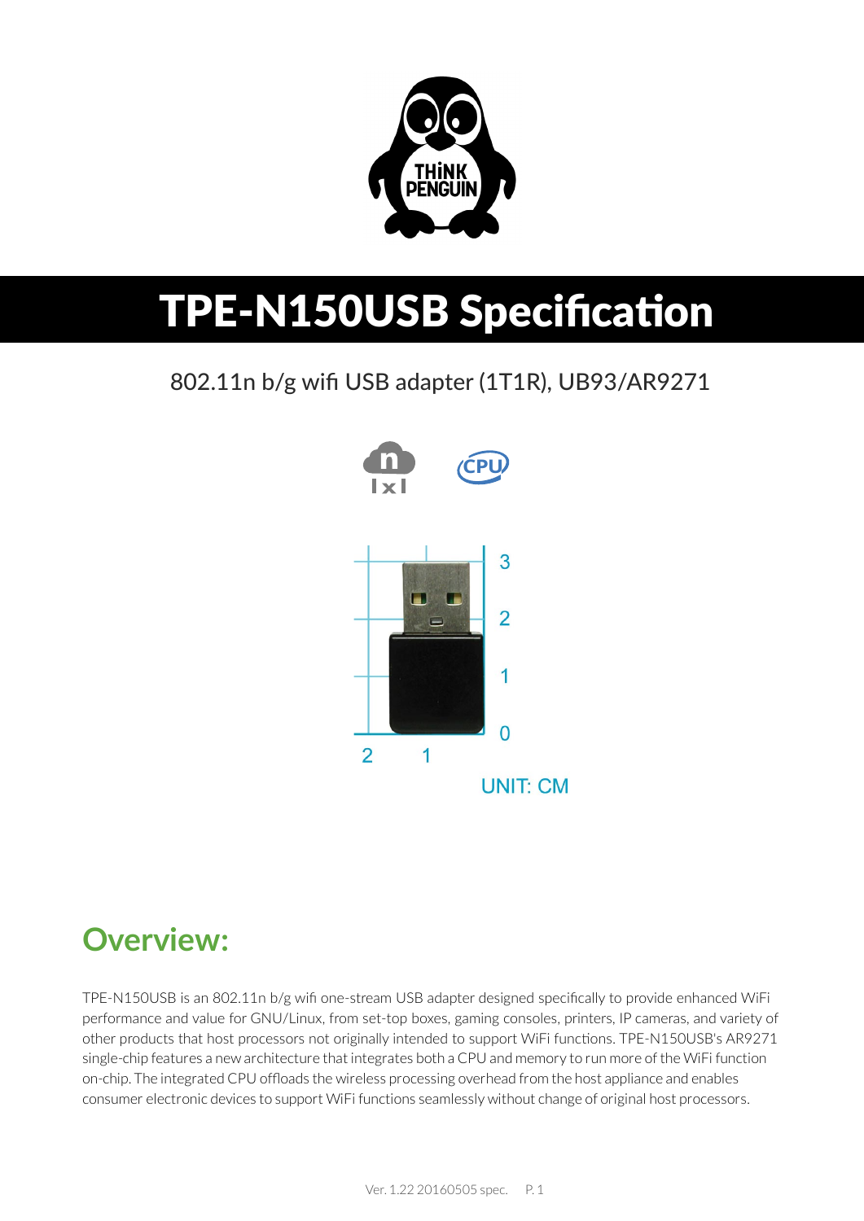# TPE-N150USB Specification

802.11n b/g wifi USB adapter (1T1R), UB93/AR9271

## Overview:

TPE-N150USB is an 802.11n b/g wifi one-stream USB adapter designed specifically to provide enhanced WiFi performance and value for GNU/Linux, from set-top boxes, gaming consoles, printers, IP cameras, and variety of other products that host processors not originally intended to support WiFi functions. TPE-N150USB's AR9271 single-chip features a new architecture that integrates both a CPU and memory to run more of the WiFi function on-chip. The integrated CPU offloads the wireless processing overhead from the host appliance and enables consumer electronic devices to support WiFi functions seamlessly without change of original host processors.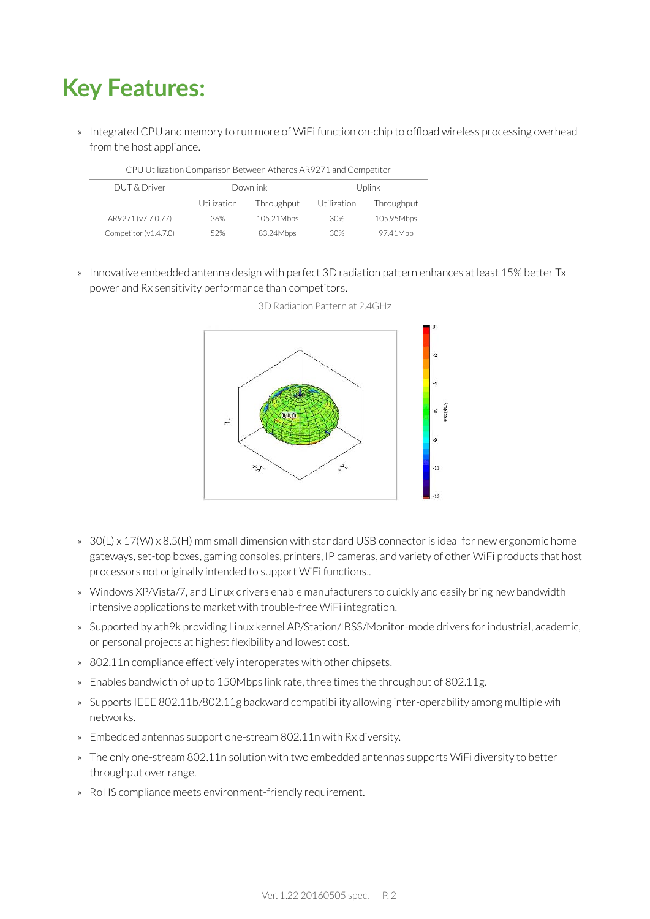# Key Features:

- Integrated CPU and memory to run more of WiFi function on-chip to offload wireless processing overhead from the host appliance.

CPU Utilization Comparison Between Atheros AR9271 and Competitor

| DUT & Driver | Downlink | | Uplink | |
|---|---|---|---|---|
| | Utilization | Throughput | Utilization | Throughput |
| AR9271 (v7.7.0.77) | 36% | 105.21Mbps | 30% | 105.95Mbps |
| Competitor (v1.4.7.0) | 52% | 83.24Mbps | 30% | 97.41Mbp |

- Innovative embedded antenna design with perfect 3D radiation pattern enhances at least 15% better Tx power and Rx sensitivity performance than competitors.

3D Radiation Pattern at 2.4GHz

- 30(L) x 17(W) x 8.5(H) mm small dimension with standard USB connector is ideal for new ergonomic home gateways, set-top boxes, gaming consoles, printers, IP cameras, and variety of other WiFi products that host processors not originally intended to support WiFi functions..
- Windows XP/Vista/7, and Linux drivers enable manufacturers to quickly and easily bring new bandwidth intensive applications to market with trouble-free WiFi integration.
- Supported by ath9k providing Linux kernel AP/Station/IBSS/Monitor-mode drivers for industrial, academic, or personal projects at highest flexibility and lowest cost.
- 802.11n compliance effectively interoperates with other chipsets.
- Enables bandwidth of up to 150Mbps link rate, three times the throughput of 802.11g.
- Supports IEEE 802.11b/802.11g backward compatibility allowing inter-operability among multiple wifi networks.
- Embedded antennas support one-stream 802.11n with Rx diversity.
- The only one-stream 802.11n solution with two embedded antennas supports WiFi diversity to better throughput over range.
- RoHS compliance meets environment-friendly requirement.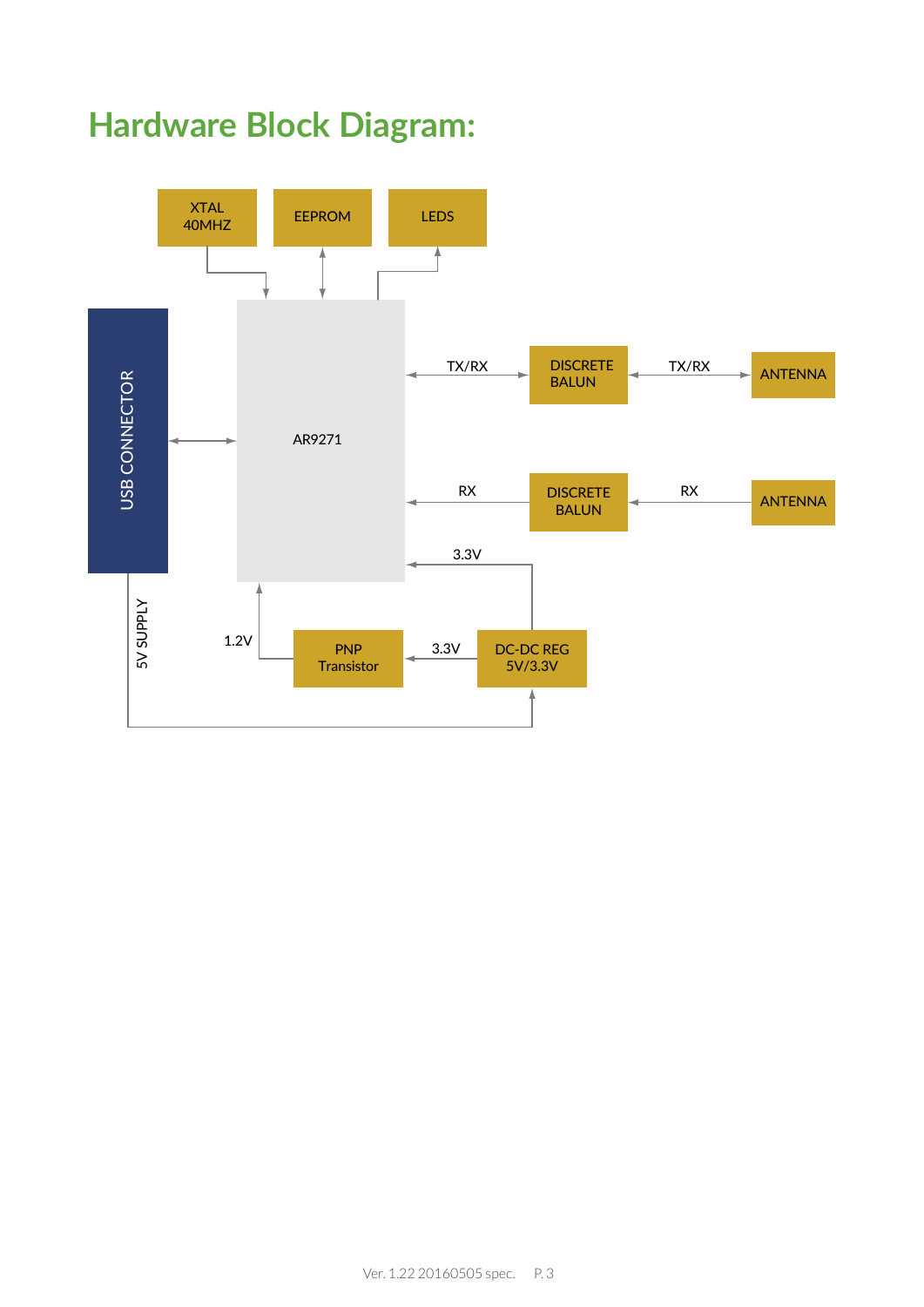# Hardware Block Diagram:

XTAL 40MHZ

EEPROM

LEDS

USB CONNECTOR

AR9271

TX/RX

DISCRETE BALUN

TX/RX

ANTENNA

RX

DISCRETE BALUN

RX

ANTENNA

3.3V

5V SUPPLY

1.2V

PNP Transistor

3.3V

DC-DC REG 5V/3.3V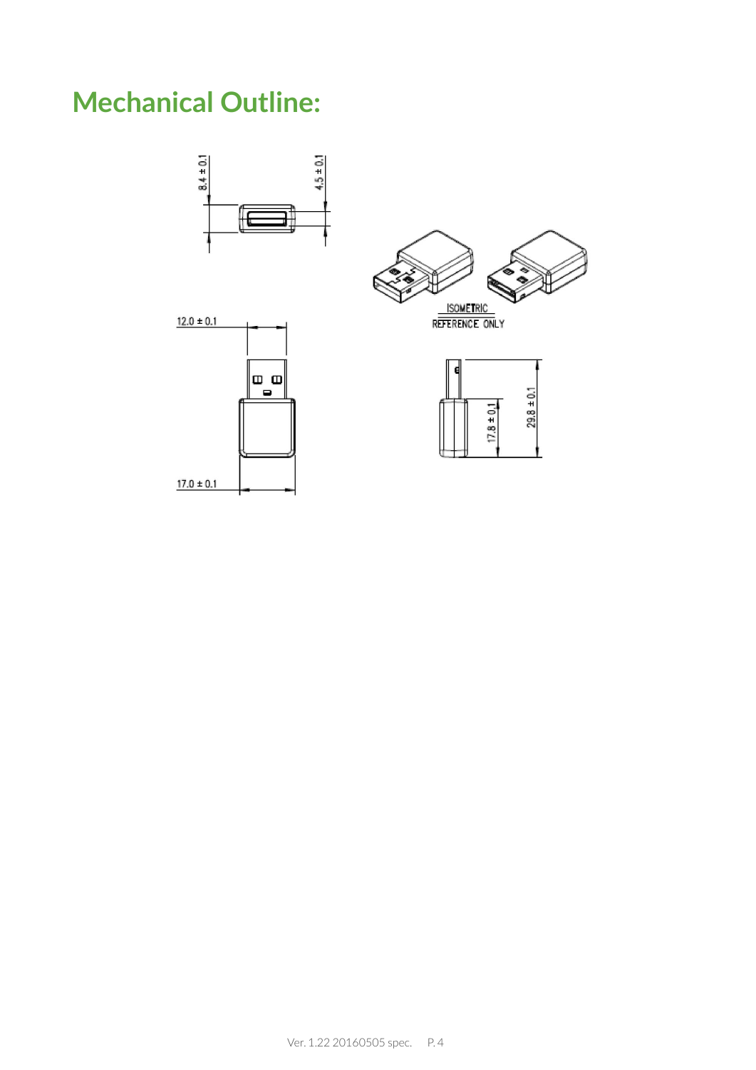# Mechanical Outline:

8.4 ± 0.1

4.5 ± 0.1

ISOMETRIC
REFERENCE ONLY

12.0 ± 0.1

17.0 ± 0.1

17.8 ± 0.1

29.8 ± 0.1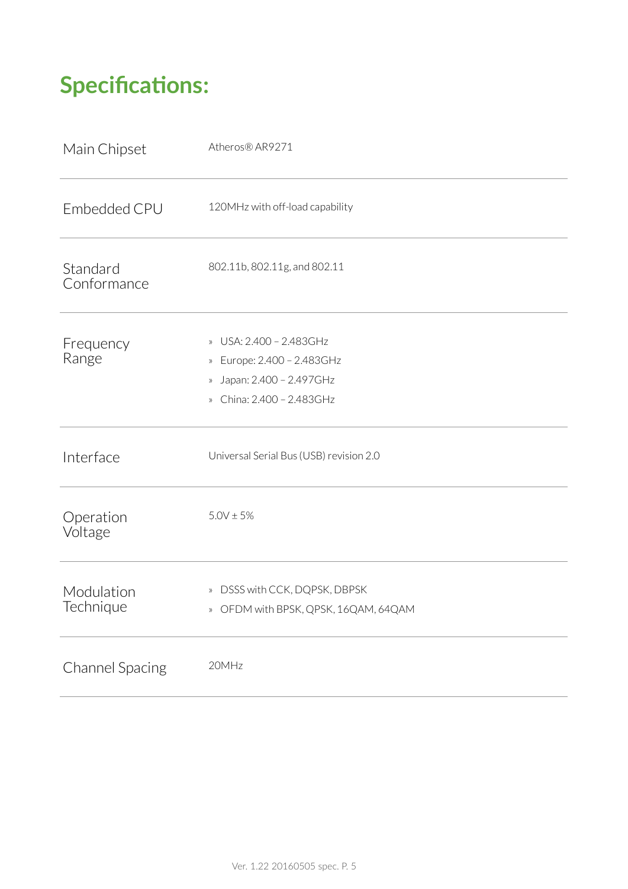# Specifications:

| | |
|---|---|
| Main Chipset | Atheros® AR9271 |
| Embedded CPU | 120MHz with off-load capability |
| Standard Conformance | 802.11b, 802.11g, and 802.11 |
| Frequency Range | » USA: 2.400 – 2.483GHz<br>» Europe: 2.400 – 2.483GHz<br>» Japan: 2.400 – 2.497GHz<br>» China: 2.400 – 2.483GHz |
| Interface | Universal Serial Bus (USB) revision 2.0 |
| Operation Voltage | 5.0V ± 5% |
| Modulation Technique | » DSSS with CCK, DQPSK, DBPSK<br>» OFDM with BPSK, QPSK, 16QAM, 64QAM |
| Channel Spacing | 20MHz |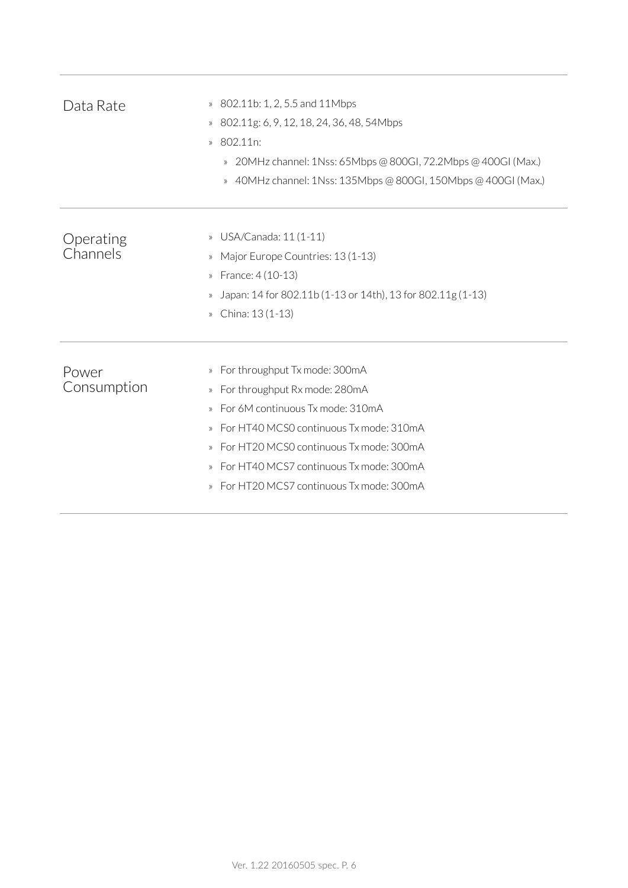## Data Rate

- 802.11b: 1, 2, 5.5 and 11Mbps
- 802.11g: 6, 9, 12, 18, 24, 36, 48, 54Mbps
- 802.11n:
  - 20MHz channel: 1Nss: 65Mbps @ 800GI, 72.2Mbps @ 400GI (Max.)
  - 40MHz channel: 1Nss: 135Mbps @ 800GI, 150Mbps @ 400GI (Max.)

## Operating Channels

- USA/Canada: 11 (1-11)
- Major Europe Countries: 13 (1-13)
- France: 4 (10-13)
- Japan: 14 for 802.11b (1-13 or 14th), 13 for 802.11g (1-13)
- China: 13 (1-13)

## Power Consumption

- For throughput Tx mode: 300mA
- For throughput Rx mode: 280mA
- For 6M continuous Tx mode: 310mA
- For HT40 MCS0 continuous Tx mode: 310mA
- For HT20 MCS0 continuous Tx mode: 300mA
- For HT40 MCS7 continuous Tx mode: 300mA
- For HT20 MCS7 continuous Tx mode: 300mA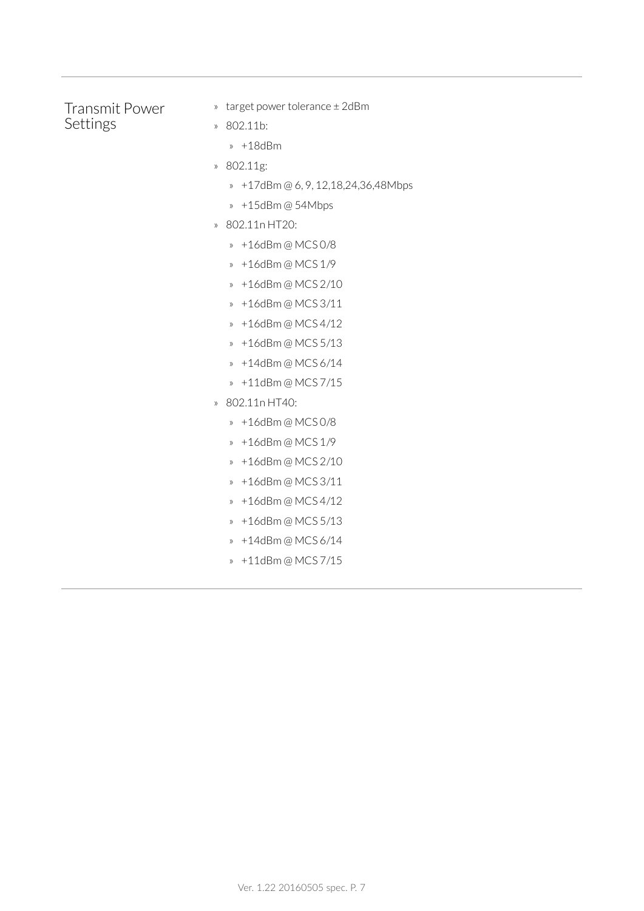## Transmit Power Settings

- target power tolerance ± 2dBm
- 802.11b:
  - +18dBm
- 802.11g:
  - +17dBm @ 6, 9, 12,18,24,36,48Mbps
  - +15dBm @ 54Mbps
- 802.11n HT20:
  - +16dBm @ MCS 0/8
  - +16dBm @ MCS 1/9
  - +16dBm @ MCS 2/10
  - +16dBm @ MCS 3/11
  - +16dBm @ MCS 4/12
  - +16dBm @ MCS 5/13
  - +14dBm @ MCS 6/14
  - +11dBm @ MCS 7/15
- 802.11n HT40:
  - +16dBm @ MCS 0/8
  - +16dBm @ MCS 1/9
  - +16dBm @ MCS 2/10
  - +16dBm @ MCS 3/11
  - +16dBm @ MCS 4/12
  - +16dBm @ MCS 5/13
  - +14dBm @ MCS 6/14
  - +11dBm @ MCS 7/15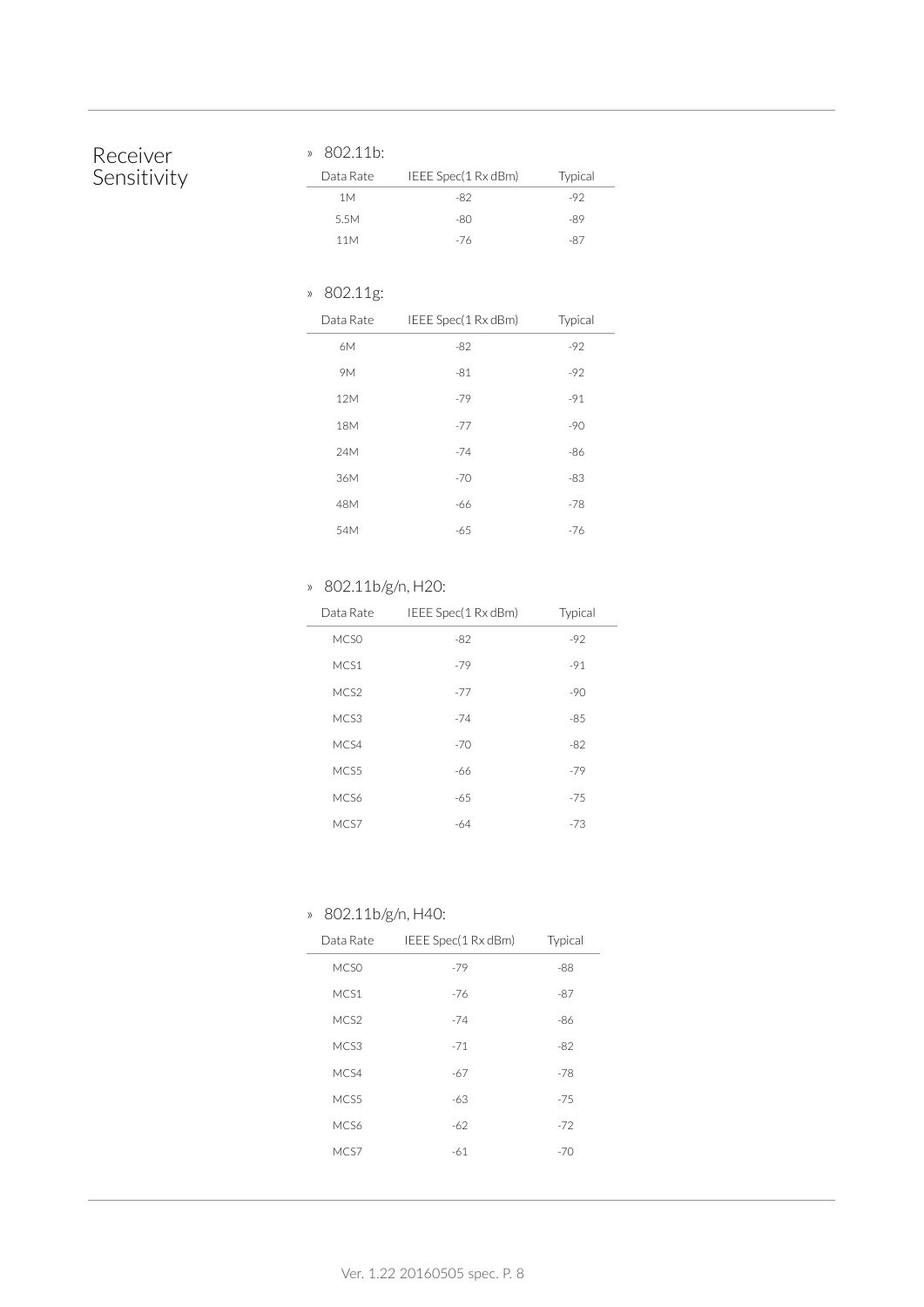## Receiver Sensitivity

» 802.11b:

| Data Rate | IEEE Spec(1 Rx dBm) | Typical |
|---|---|---|
| 1M | -82 | -92 |
| 5.5M | -80 | -89 |
| 11M | -76 | -87 |

» 802.11g:

| Data Rate | IEEE Spec(1 Rx dBm) | Typical |
|---|---|---|
| 6M | -82 | -92 |
| 9M | -81 | -92 |
| 12M | -79 | -91 |
| 18M | -77 | -90 |
| 24M | -74 | -86 |
| 36M | -70 | -83 |
| 48M | -66 | -78 |
| 54M | -65 | -76 |

» 802.11b/g/n, H20:

| Data Rate | IEEE Spec(1 Rx dBm) | Typical |
|---|---|---|
| MCS0 | -82 | -92 |
| MCS1 | -79 | -91 |
| MCS2 | -77 | -90 |
| MCS3 | -74 | -85 |
| MCS4 | -70 | -82 |
| MCS5 | -66 | -79 |
| MCS6 | -65 | -75 |
| MCS7 | -64 | -73 |

» 802.11b/g/n, H40:

| Data Rate | IEEE Spec(1 Rx dBm) | Typical |
|---|---|---|
| MCS0 | -79 | -88 |
| MCS1 | -76 | -87 |
| MCS2 | -74 | -86 |
| MCS3 | -71 | -82 |
| MCS4 | -67 | -78 |
| MCS5 | -63 | -75 |
| MCS6 | -62 | -72 |
| MCS7 | -61 | -70 |

Ver. 1.22 20160505 spec.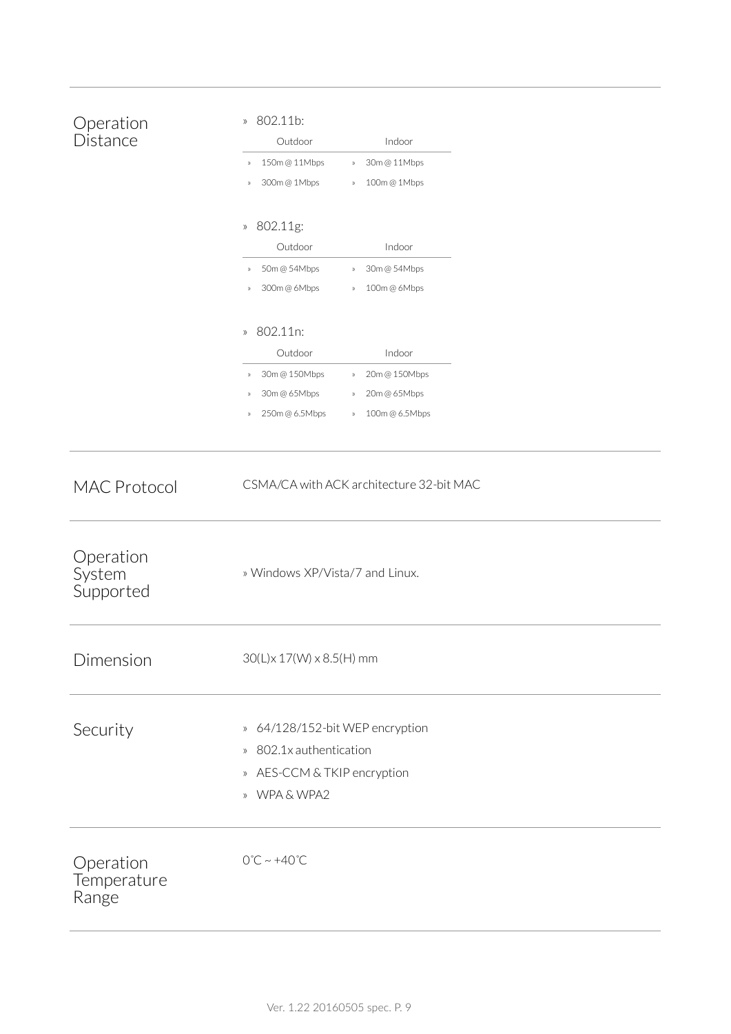## Operation Distance

» 802.11b:

| Outdoor | Indoor |
|---|---|
| » 150m @ 11Mbps | » 30m @ 11Mbps |
| » 300m @ 1Mbps | » 100m @ 1Mbps |

» 802.11g:

| Outdoor | Indoor |
|---|---|
| » 50m @ 54Mbps | » 30m @ 54Mbps |
| » 300m @ 6Mbps | » 100m @ 6Mbps |

» 802.11n:

| Outdoor | Indoor |
|---|---|
| » 30m @ 150Mbps | » 20m @ 150Mbps |
| » 30m @ 65Mbps | » 20m @ 65Mbps |
| » 250m @ 6.5Mbps | » 100m @ 6.5Mbps |

## MAC Protocol

CSMA/CA with ACK architecture 32-bit MAC

## Operation System Supported

» Windows XP/Vista/7 and Linux.

## Dimension

30(L)x 17(W) x 8.5(H) mm

## Security

» 64/128/152-bit WEP encryption
» 802.1x authentication
» AES-CCM & TKIP encryption
» WPA & WPA2

## Operation Temperature Range

0˚C ~ +40˚C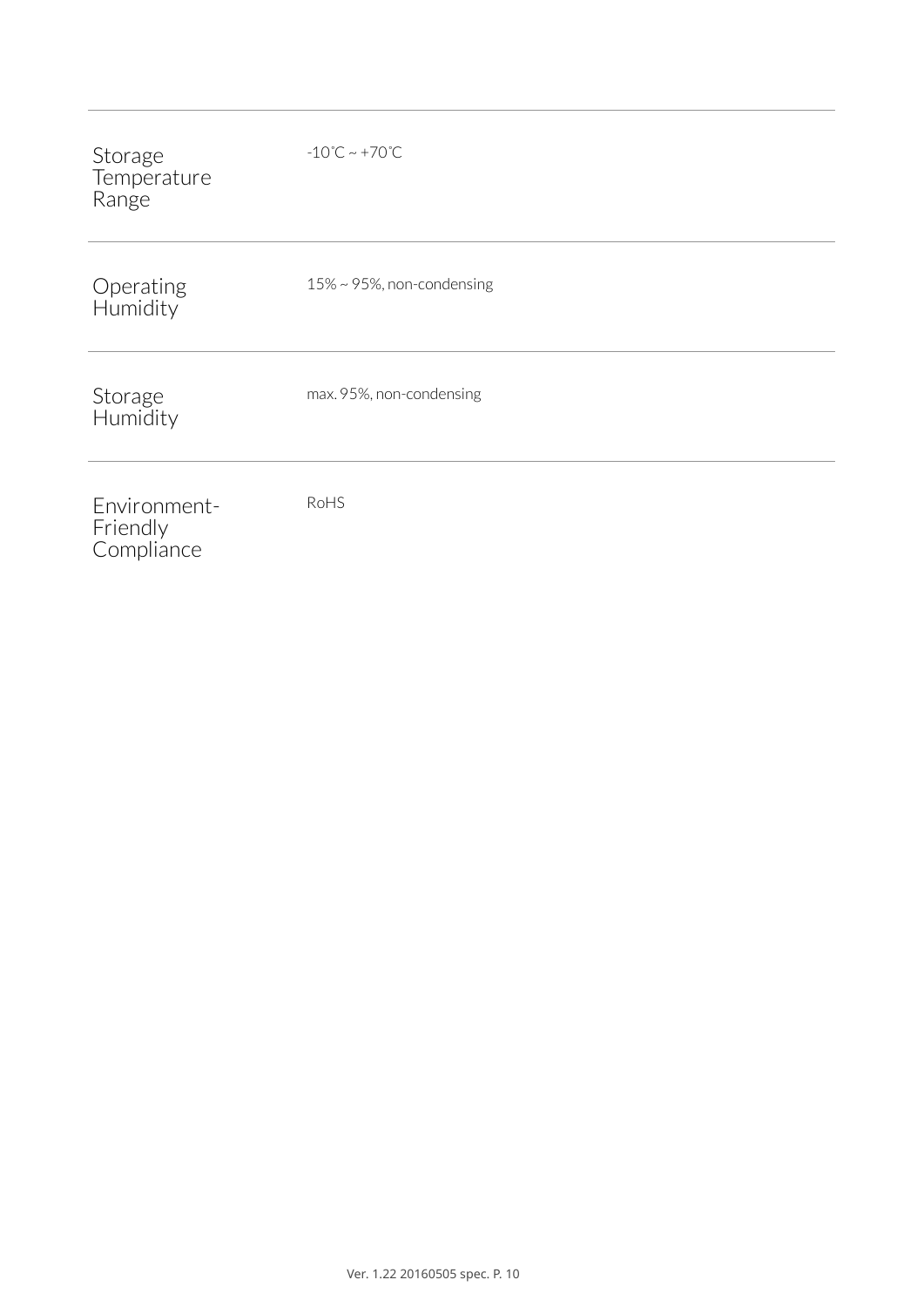| | |
|---|---|
| Storage Temperature Range | -10˚C ~ +70˚C |
| Operating Humidity | 15% ~ 95%, non-condensing |
| Storage Humidity | max. 95%, non-condensing |
| Environment-Friendly Compliance | RoHS |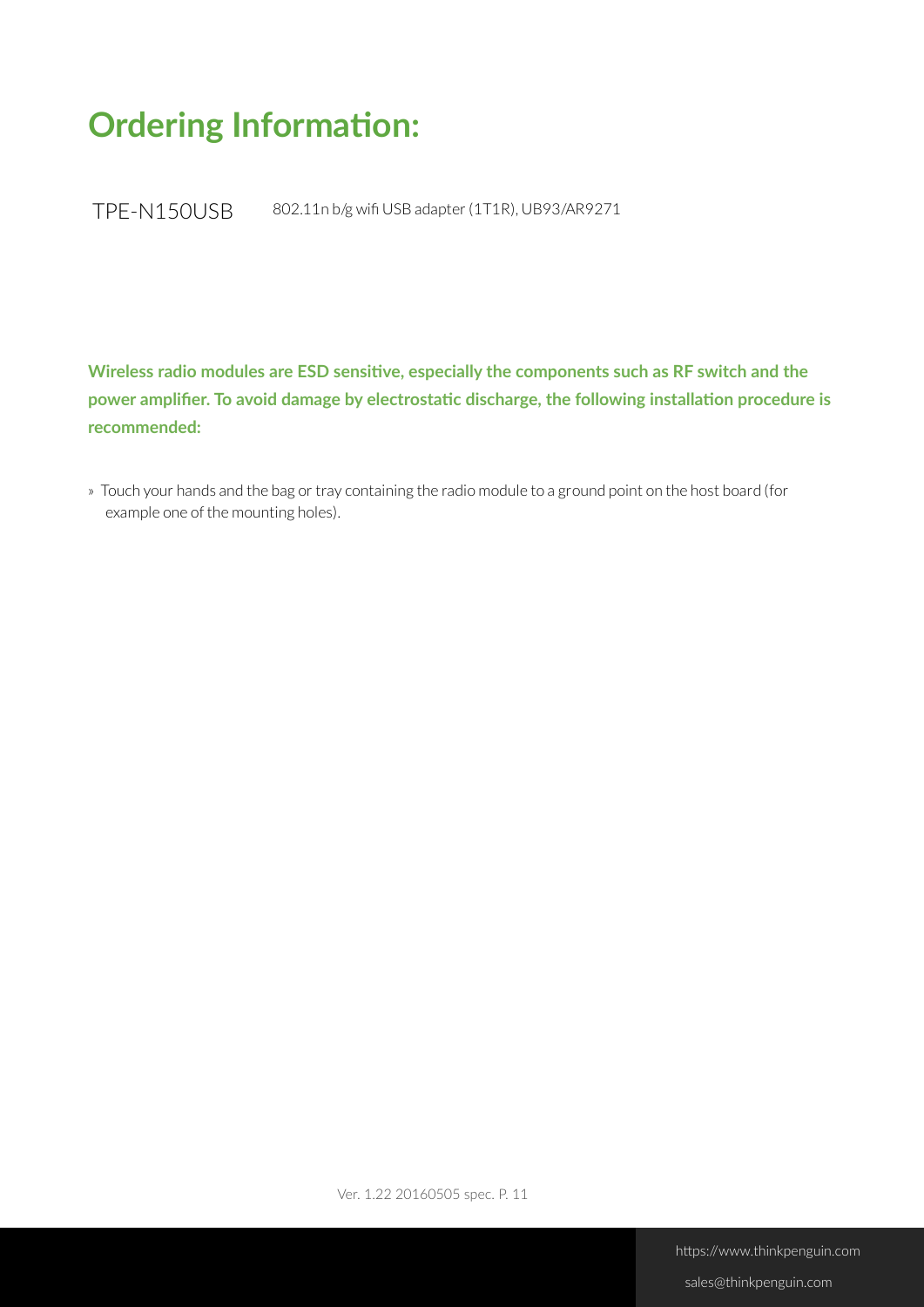# Ordering Information:

| | |
|---|---|
| TPE-N150USB | 802.11n b/g wifi USB adapter (1T1R), UB93/AR9271 |

**Wireless radio modules are ESD sensitive, especially the components such as RF switch and the power amplifier. To avoid damage by electrostatic discharge, the following installation procedure is recommended:**

» Touch your hands and the bag or tray containing the radio module to a ground point on the host board (for example one of the mounting holes).